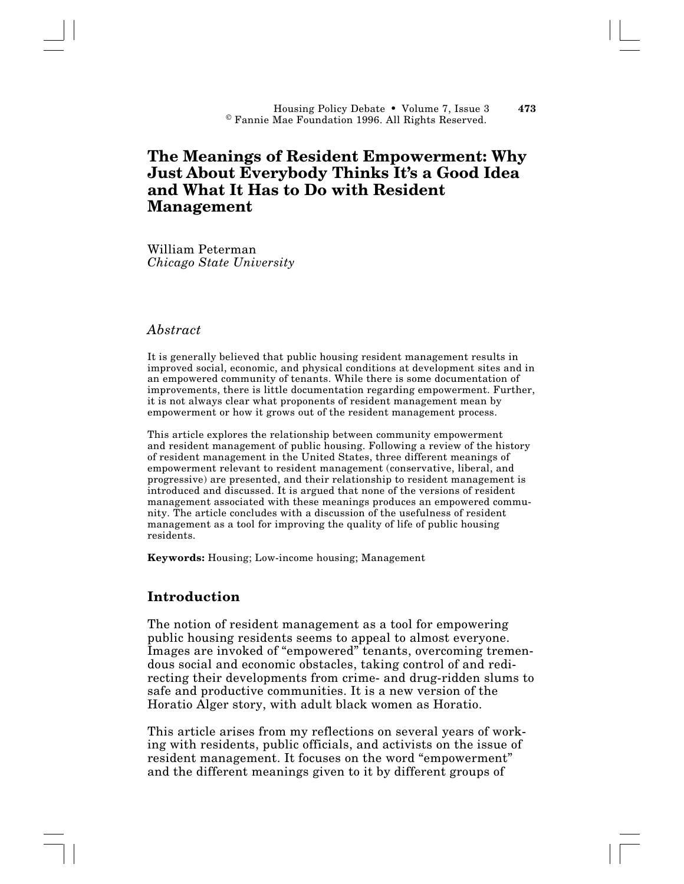# The Meanings of Resident Empowerment: Why Just About Everybody Thinks It's a Good Idea and What It Has to Do with Resident Management

William Peterman
*Chicago State University*

## *Abstract*

It is generally believed that public housing resident management results in improved social, economic, and physical conditions at development sites and in an empowered community of tenants. While there is some documentation of improvements, there is little documentation regarding empowerment. Further, it is not always clear what proponents of resident management mean by empowerment or how it grows out of the resident management process.

This article explores the relationship between community empowerment and resident management of public housing. Following a review of the history of resident management in the United States, three different meanings of empowerment relevant to resident management (conservative, liberal, and progressive) are presented, and their relationship to resident management is introduced and discussed. It is argued that none of the versions of resident management associated with these meanings produces an empowered community. The article concludes with a discussion of the usefulness of resident management as a tool for improving the quality of life of public housing residents.

**Keywords:** Housing; Low-income housing; Management

## Introduction

The notion of resident management as a tool for empowering public housing residents seems to appeal to almost everyone. Images are invoked of "empowered" tenants, overcoming tremendous social and economic obstacles, taking control of and redirecting their developments from crime- and drug-ridden slums to safe and productive communities. It is a new version of the Horatio Alger story, with adult black women as Horatio.

This article arises from my reflections on several years of working with residents, public officials, and activists on the issue of resident management. It focuses on the word "empowerment" and the different meanings given to it by different groups of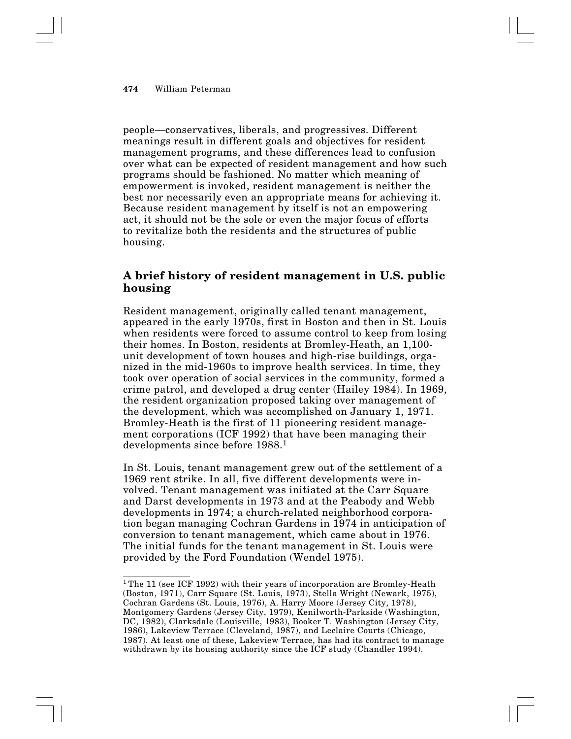people—conservatives, liberals, and progressives. Different meanings result in different goals and objectives for resident management programs, and these differences lead to confusion over what can be expected of resident management and how such programs should be fashioned. No matter which meaning of empowerment is invoked, resident management is neither the best nor necessarily even an appropriate means for achieving it. Because resident management by itself is not an empowering act, it should not be the sole or even the major focus of efforts to revitalize both the residents and the structures of public housing.

## A brief history of resident management in U.S. public housing

Resident management, originally called tenant management, appeared in the early 1970s, first in Boston and then in St. Louis when residents were forced to assume control to keep from losing their homes. In Boston, residents at Bromley-Heath, an 1,100-unit development of town houses and high-rise buildings, organized in the mid-1960s to improve health services. In time, they took over operation of social services in the community, formed a crime patrol, and developed a drug center (Hailey 1984). In 1969, the resident organization proposed taking over management of the development, which was accomplished on January 1, 1971. Bromley-Heath is the first of 11 pioneering resident management corporations (ICF 1992) that have been managing their developments since before 1988.[1]

In St. Louis, tenant management grew out of the settlement of a 1969 rent strike. In all, five different developments were involved. Tenant management was initiated at the Carr Square and Darst developments in 1973 and at the Peabody and Webb developments in 1974; a church-related neighborhood corporation began managing Cochran Gardens in 1974 in anticipation of conversion to tenant management, which came about in 1976. The initial funds for the tenant management in St. Louis were provided by the Ford Foundation (Wendel 1975).

[1] The 11 (see ICF 1992) with their years of incorporation are Bromley-Heath (Boston, 1971), Carr Square (St. Louis, 1973), Stella Wright (Newark, 1975), Cochran Gardens (St. Louis, 1976), A. Harry Moore (Jersey City, 1978), Montgomery Gardens (Jersey City, 1979), Kenilworth-Parkside (Washington, DC, 1982), Clarksdale (Louisville, 1983), Booker T. Washington (Jersey City, 1986), Lakeview Terrace (Cleveland, 1987), and Leclaire Courts (Chicago, 1987). At least one of these, Lakeview Terrace, has had its contract to manage withdrawn by its housing authority since the ICF study (Chandler 1994).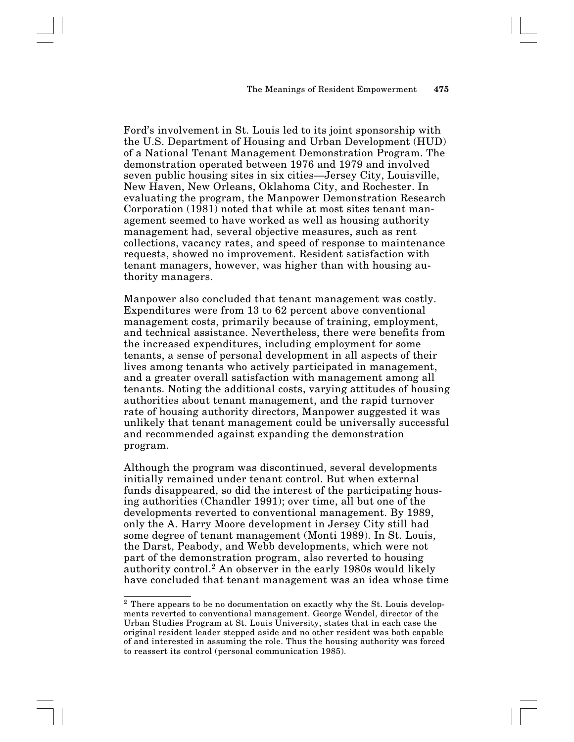Ford's involvement in St. Louis led to its joint sponsorship with the U.S. Department of Housing and Urban Development (HUD) of a National Tenant Management Demonstration Program. The demonstration operated between 1976 and 1979 and involved seven public housing sites in six cities—Jersey City, Louisville, New Haven, New Orleans, Oklahoma City, and Rochester. In evaluating the program, the Manpower Demonstration Research Corporation (1981) noted that while at most sites tenant management seemed to have worked as well as housing authority management had, several objective measures, such as rent collections, vacancy rates, and speed of response to maintenance requests, showed no improvement. Resident satisfaction with tenant managers, however, was higher than with housing authority managers.

Manpower also concluded that tenant management was costly. Expenditures were from 13 to 62 percent above conventional management costs, primarily because of training, employment, and technical assistance. Nevertheless, there were benefits from the increased expenditures, including employment for some tenants, a sense of personal development in all aspects of their lives among tenants who actively participated in management, and a greater overall satisfaction with management among all tenants. Noting the additional costs, varying attitudes of housing authorities about tenant management, and the rapid turnover rate of housing authority directors, Manpower suggested it was unlikely that tenant management could be universally successful and recommended against expanding the demonstration program.

Although the program was discontinued, several developments initially remained under tenant control. But when external funds disappeared, so did the interest of the participating housing authorities (Chandler 1991); over time, all but one of the developments reverted to conventional management. By 1989, only the A. Harry Moore development in Jersey City still had some degree of tenant management (Monti 1989). In St. Louis, the Darst, Peabody, and Webb developments, which were not part of the demonstration program, also reverted to housing authority control.[2] An observer in the early 1980s would likely have concluded that tenant management was an idea whose time

---

[2] There appears to be no documentation on exactly why the St. Louis developments reverted to conventional management. George Wendel, director of the Urban Studies Program at St. Louis University, states that in each case the original resident leader stepped aside and no other resident was both capable of and interested in assuming the role. Thus the housing authority was forced to reassert its control (personal communication 1985).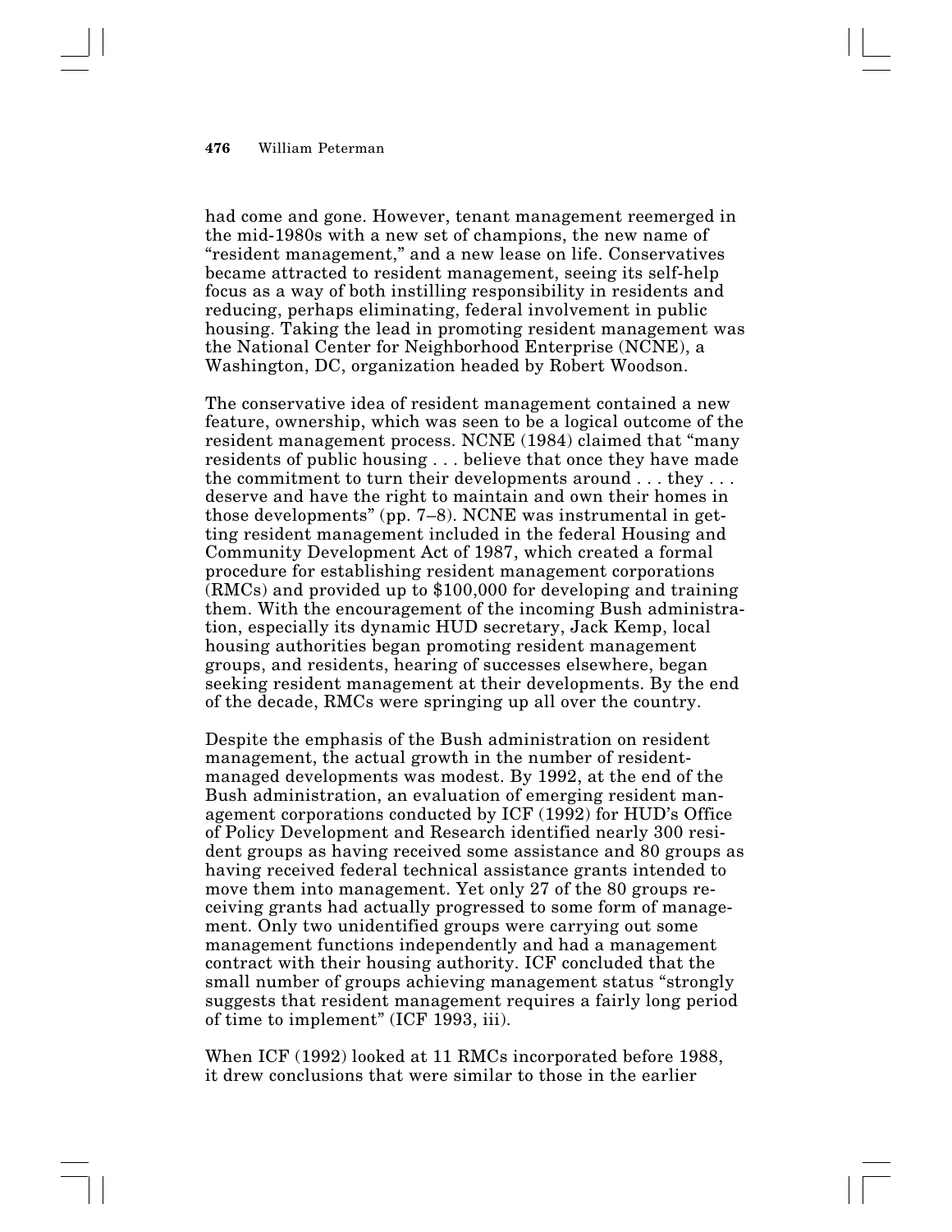had come and gone. However, tenant management reemerged in the mid-1980s with a new set of champions, the new name of "resident management," and a new lease on life. Conservatives became attracted to resident management, seeing its self-help focus as a way of both instilling responsibility in residents and reducing, perhaps eliminating, federal involvement in public housing. Taking the lead in promoting resident management was the National Center for Neighborhood Enterprise (NCNE), a Washington, DC, organization headed by Robert Woodson.

The conservative idea of resident management contained a new feature, ownership, which was seen to be a logical outcome of the resident management process. NCNE (1984) claimed that "many residents of public housing . . . believe that once they have made the commitment to turn their developments around . . . they . . . deserve and have the right to maintain and own their homes in those developments" (pp. 7–8). NCNE was instrumental in getting resident management included in the federal Housing and Community Development Act of 1987, which created a formal procedure for establishing resident management corporations (RMCs) and provided up to $100,000 for developing and training them. With the encouragement of the incoming Bush administration, especially its dynamic HUD secretary, Jack Kemp, local housing authorities began promoting resident management groups, and residents, hearing of successes elsewhere, began seeking resident management at their developments. By the end of the decade, RMCs were springing up all over the country.

Despite the emphasis of the Bush administration on resident management, the actual growth in the number of resident-managed developments was modest. By 1992, at the end of the Bush administration, an evaluation of emerging resident management corporations conducted by ICF (1992) for HUD's Office of Policy Development and Research identified nearly 300 resident groups as having received some assistance and 80 groups as having received federal technical assistance grants intended to move them into management. Yet only 27 of the 80 groups receiving grants had actually progressed to some form of management. Only two unidentified groups were carrying out some management functions independently and had a management contract with their housing authority. ICF concluded that the small number of groups achieving management status "strongly suggests that resident management requires a fairly long period of time to implement" (ICF 1993, iii).

When ICF (1992) looked at 11 RMCs incorporated before 1988, it drew conclusions that were similar to those in the earlier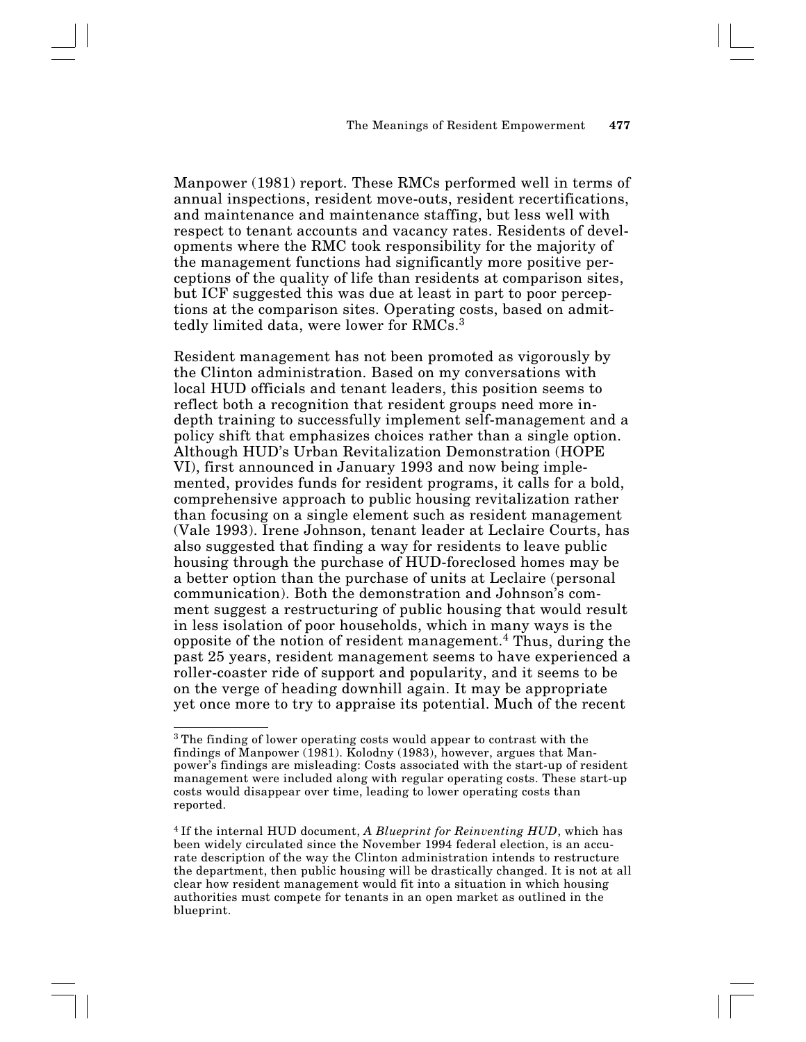Manpower (1981) report. These RMCs performed well in terms of annual inspections, resident move-outs, resident recertifications, and maintenance and maintenance staffing, but less well with respect to tenant accounts and vacancy rates. Residents of developments where the RMC took responsibility for the majority of the management functions had significantly more positive perceptions of the quality of life than residents at comparison sites, but ICF suggested this was due at least in part to poor perceptions at the comparison sites. Operating costs, based on admittedly limited data, were lower for RMCs.[3]

Resident management has not been promoted as vigorously by the Clinton administration. Based on my conversations with local HUD officials and tenant leaders, this position seems to reflect both a recognition that resident groups need more in-depth training to successfully implement self-management and a policy shift that emphasizes choices rather than a single option. Although HUD's Urban Revitalization Demonstration (HOPE VI), first announced in January 1993 and now being implemented, provides funds for resident programs, it calls for a bold, comprehensive approach to public housing revitalization rather than focusing on a single element such as resident management (Vale 1993). Irene Johnson, tenant leader at Leclaire Courts, has also suggested that finding a way for residents to leave public housing through the purchase of HUD-foreclosed homes may be a better option than the purchase of units at Leclaire (personal communication). Both the demonstration and Johnson's comment suggest a restructuring of public housing that would result in less isolation of poor households, which in many ways is the opposite of the notion of resident management.[4] Thus, during the past 25 years, resident management seems to have experienced a roller-coaster ride of support and popularity, and it seems to be on the verge of heading downhill again. It may be appropriate yet once more to try to appraise its potential. Much of the recent

---

[3] The finding of lower operating costs would appear to contrast with the findings of Manpower (1981). Kolodny (1983), however, argues that Manpower's findings are misleading: Costs associated with the start-up of resident management were included along with regular operating costs. These start-up costs would disappear over time, leading to lower operating costs than reported.

[4] If the internal HUD document, *A Blueprint for Reinventing HUD*, which has been widely circulated since the November 1994 federal election, is an accurate description of the way the Clinton administration intends to restructure the department, then public housing will be drastically changed. It is not at all clear how resident management would fit into a situation in which housing authorities must compete for tenants in an open market as outlined in the blueprint.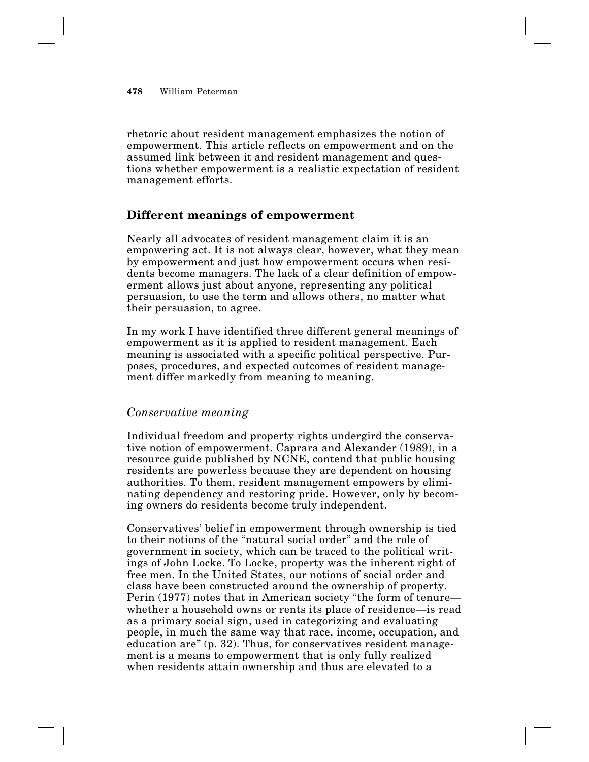rhetoric about resident management emphasizes the notion of empowerment. This article reflects on empowerment and on the assumed link between it and resident management and questions whether empowerment is a realistic expectation of resident management efforts.

## Different meanings of empowerment

Nearly all advocates of resident management claim it is an empowering act. It is not always clear, however, what they mean by empowerment and just how empowerment occurs when residents become managers. The lack of a clear definition of empowerment allows just about anyone, representing any political persuasion, to use the term and allows others, no matter what their persuasion, to agree.

In my work I have identified three different general meanings of empowerment as it is applied to resident management. Each meaning is associated with a specific political perspective. Purposes, procedures, and expected outcomes of resident management differ markedly from meaning to meaning.

### *Conservative meaning*

Individual freedom and property rights undergird the conservative notion of empowerment. Caprara and Alexander (1989), in a resource guide published by NCNE, contend that public housing residents are powerless because they are dependent on housing authorities. To them, resident management empowers by eliminating dependency and restoring pride. However, only by becoming owners do residents become truly independent.

Conservatives' belief in empowerment through ownership is tied to their notions of the "natural social order" and the role of government in society, which can be traced to the political writings of John Locke. To Locke, property was the inherent right of free men. In the United States, our notions of social order and class have been constructed around the ownership of property. Perin (1977) notes that in American society "the form of tenure—whether a household owns or rents its place of residence—is read as a primary social sign, used in categorizing and evaluating people, in much the same way that race, income, occupation, and education are" (p. 32). Thus, for conservatives resident management is a means to empowerment that is only fully realized when residents attain ownership and thus are elevated to a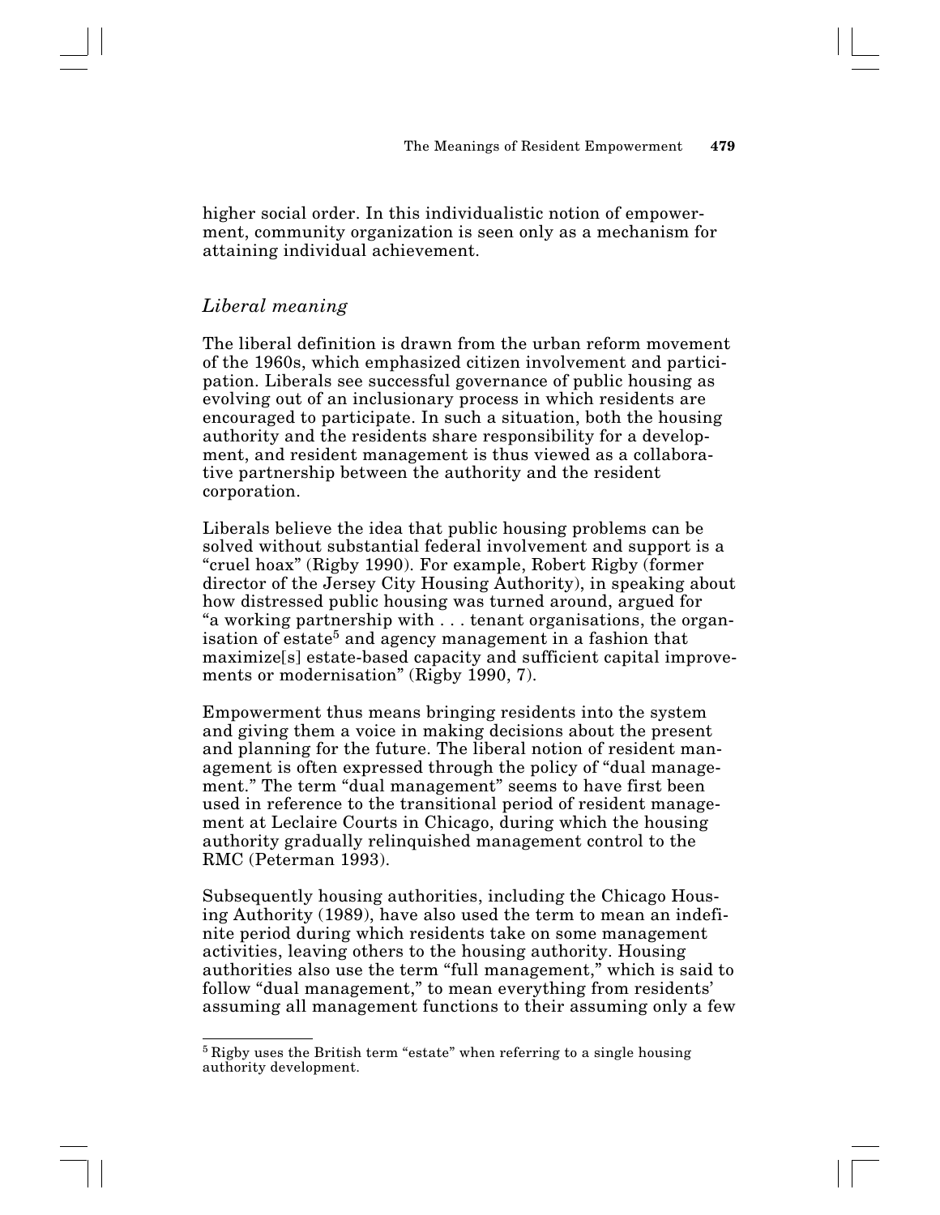higher social order. In this individualistic notion of empowerment, community organization is seen only as a mechanism for attaining individual achievement.

### *Liberal meaning*

The liberal definition is drawn from the urban reform movement of the 1960s, which emphasized citizen involvement and participation. Liberals see successful governance of public housing as evolving out of an inclusionary process in which residents are encouraged to participate. In such a situation, both the housing authority and the residents share responsibility for a development, and resident management is thus viewed as a collaborative partnership between the authority and the resident corporation.

Liberals believe the idea that public housing problems can be solved without substantial federal involvement and support is a "cruel hoax" (Rigby 1990). For example, Robert Rigby (former director of the Jersey City Housing Authority), in speaking about how distressed public housing was turned around, argued for "a working partnership with . . . tenant organisations, the organisation of estate[5] and agency management in a fashion that maximize[s] estate-based capacity and sufficient capital improvements or modernisation" (Rigby 1990, 7).

Empowerment thus means bringing residents into the system and giving them a voice in making decisions about the present and planning for the future. The liberal notion of resident management is often expressed through the policy of "dual management." The term "dual management" seems to have first been used in reference to the transitional period of resident management at Leclaire Courts in Chicago, during which the housing authority gradually relinquished management control to the RMC (Peterman 1993).

Subsequently housing authorities, including the Chicago Housing Authority (1989), have also used the term to mean an indefinite period during which residents take on some management activities, leaving others to the housing authority. Housing authorities also use the term "full management," which is said to follow "dual management," to mean everything from residents' assuming all management functions to their assuming only a few

[5] Rigby uses the British term "estate" when referring to a single housing authority development.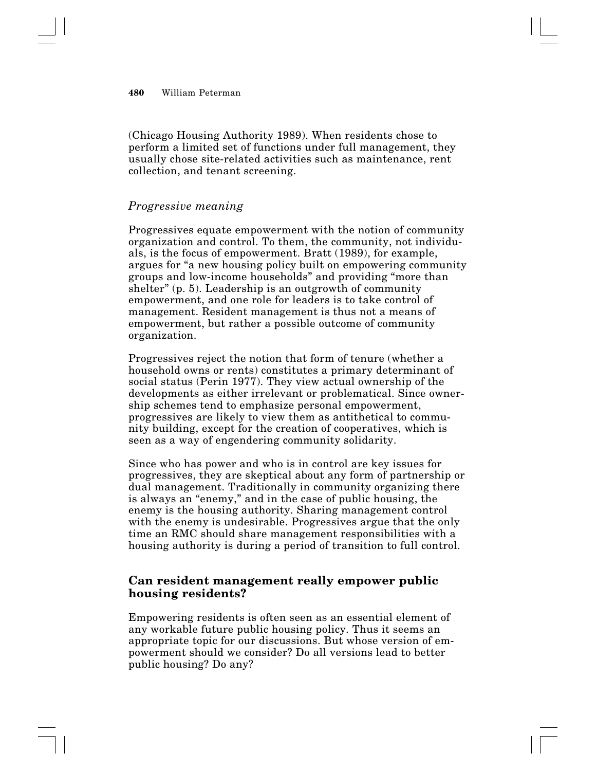(Chicago Housing Authority 1989). When residents chose to perform a limited set of functions under full management, they usually chose site-related activities such as maintenance, rent collection, and tenant screening.

### *Progressive meaning*

Progressives equate empowerment with the notion of community organization and control. To them, the community, not individuals, is the focus of empowerment. Bratt (1989), for example, argues for "a new housing policy built on empowering community groups and low-income households" and providing "more than shelter" (p. 5). Leadership is an outgrowth of community empowerment, and one role for leaders is to take control of management. Resident management is thus not a means of empowerment, but rather a possible outcome of community organization.

Progressives reject the notion that form of tenure (whether a household owns or rents) constitutes a primary determinant of social status (Perin 1977). They view actual ownership of the developments as either irrelevant or problematical. Since ownership schemes tend to emphasize personal empowerment, progressives are likely to view them as antithetical to community building, except for the creation of cooperatives, which is seen as a way of engendering community solidarity.

Since who has power and who is in control are key issues for progressives, they are skeptical about any form of partnership or dual management. Traditionally in community organizing there is always an "enemy," and in the case of public housing, the enemy is the housing authority. Sharing management control with the enemy is undesirable. Progressives argue that the only time an RMC should share management responsibilities with a housing authority is during a period of transition to full control.

## Can resident management really empower public housing residents?

Empowering residents is often seen as an essential element of any workable future public housing policy. Thus it seems an appropriate topic for our discussions. But whose version of empowerment should we consider? Do all versions lead to better public housing? Do any?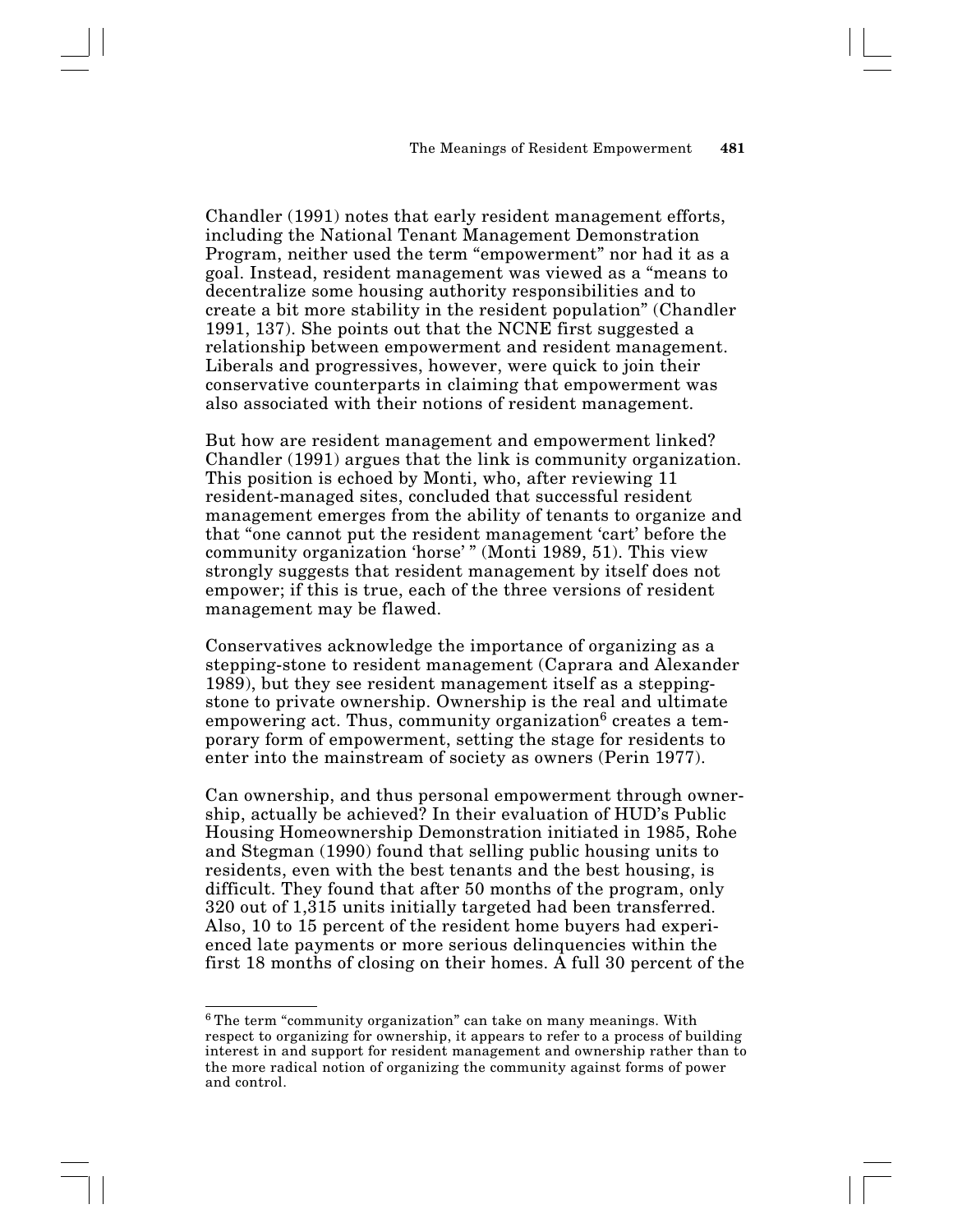Chandler (1991) notes that early resident management efforts, including the National Tenant Management Demonstration Program, neither used the term "empowerment" nor had it as a goal. Instead, resident management was viewed as a "means to decentralize some housing authority responsibilities and to create a bit more stability in the resident population" (Chandler 1991, 137). She points out that the NCNE first suggested a relationship between empowerment and resident management. Liberals and progressives, however, were quick to join their conservative counterparts in claiming that empowerment was also associated with their notions of resident management.

But how are resident management and empowerment linked? Chandler (1991) argues that the link is community organization. This position is echoed by Monti, who, after reviewing 11 resident-managed sites, concluded that successful resident management emerges from the ability of tenants to organize and that "one cannot put the resident management 'cart' before the community organization 'horse' " (Monti 1989, 51). This view strongly suggests that resident management by itself does not empower; if this is true, each of the three versions of resident management may be flawed.

Conservatives acknowledge the importance of organizing as a stepping-stone to resident management (Caprara and Alexander 1989), but they see resident management itself as a stepping-stone to private ownership. Ownership is the real and ultimate empowering act. Thus, community organization[6] creates a temporary form of empowerment, setting the stage for residents to enter into the mainstream of society as owners (Perin 1977).

Can ownership, and thus personal empowerment through ownership, actually be achieved? In their evaluation of HUD's Public Housing Homeownership Demonstration initiated in 1985, Rohe and Stegman (1990) found that selling public housing units to residents, even with the best tenants and the best housing, is difficult. They found that after 50 months of the program, only 320 out of 1,315 units initially targeted had been transferred. Also, 10 to 15 percent of the resident home buyers had experienced late payments or more serious delinquencies within the first 18 months of closing on their homes. A full 30 percent of the

[6] The term "community organization" can take on many meanings. With respect to organizing for ownership, it appears to refer to a process of building interest in and support for resident management and ownership rather than to the more radical notion of organizing the community against forms of power and control.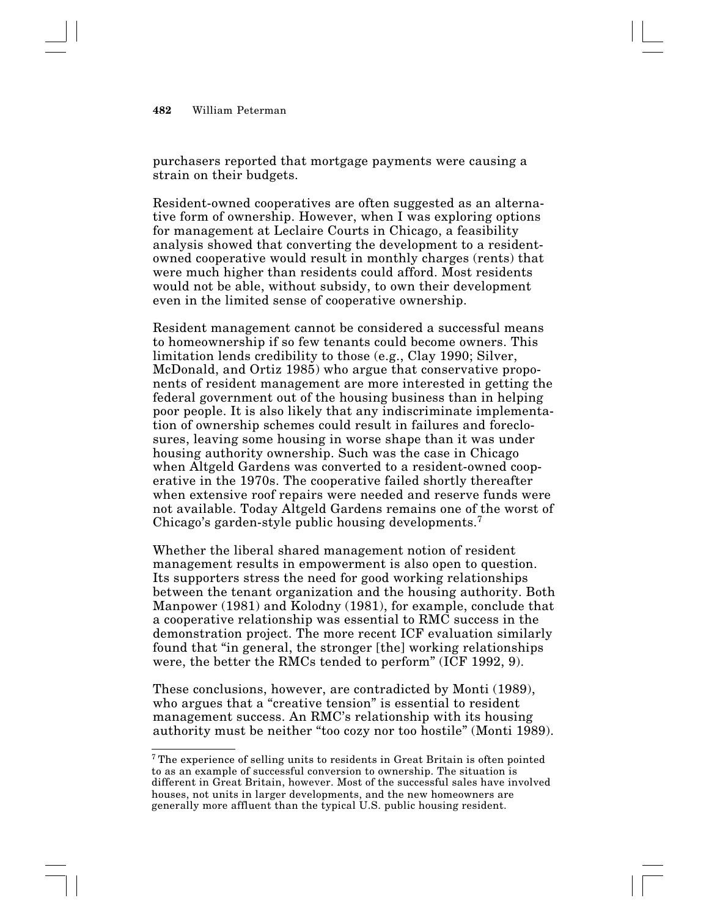purchasers reported that mortgage payments were causing a strain on their budgets.

Resident-owned cooperatives are often suggested as an alternative form of ownership. However, when I was exploring options for management at Leclaire Courts in Chicago, a feasibility analysis showed that converting the development to a resident-owned cooperative would result in monthly charges (rents) that were much higher than residents could afford. Most residents would not be able, without subsidy, to own their development even in the limited sense of cooperative ownership.

Resident management cannot be considered a successful means to homeownership if so few tenants could become owners. This limitation lends credibility to those (e.g., Clay 1990; Silver, McDonald, and Ortiz 1985) who argue that conservative proponents of resident management are more interested in getting the federal government out of the housing business than in helping poor people. It is also likely that any indiscriminate implementation of ownership schemes could result in failures and foreclosures, leaving some housing in worse shape than it was under housing authority ownership. Such was the case in Chicago when Altgeld Gardens was converted to a resident-owned cooperative in the 1970s. The cooperative failed shortly thereafter when extensive roof repairs were needed and reserve funds were not available. Today Altgeld Gardens remains one of the worst of Chicago's garden-style public housing developments.[7]

Whether the liberal shared management notion of resident management results in empowerment is also open to question. Its supporters stress the need for good working relationships between the tenant organization and the housing authority. Both Manpower (1981) and Kolodny (1981), for example, conclude that a cooperative relationship was essential to RMC success in the demonstration project. The more recent ICF evaluation similarly found that "in general, the stronger [the] working relationships were, the better the RMCs tended to perform" (ICF 1992, 9).

These conclusions, however, are contradicted by Monti (1989), who argues that a "creative tension" is essential to resident management success. An RMC's relationship with its housing authority must be neither "too cozy nor too hostile" (Monti 1989).

[7] The experience of selling units to residents in Great Britain is often pointed to as an example of successful conversion to ownership. The situation is different in Great Britain, however. Most of the successful sales have involved houses, not units in larger developments, and the new homeowners are generally more affluent than the typical U.S. public housing resident.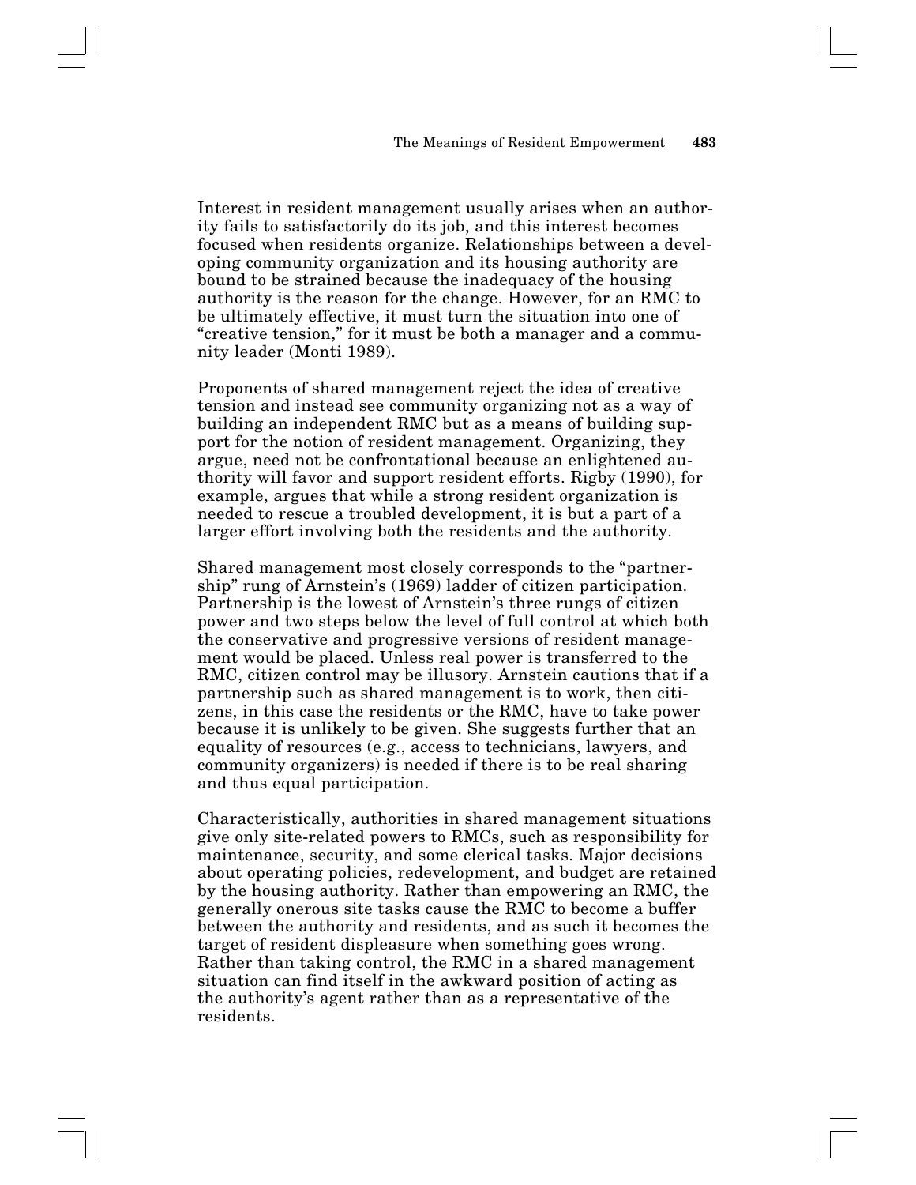Interest in resident management usually arises when an authority fails to satisfactorily do its job, and this interest becomes focused when residents organize. Relationships between a developing community organization and its housing authority are bound to be strained because the inadequacy of the housing authority is the reason for the change. However, for an RMC to be ultimately effective, it must turn the situation into one of "creative tension," for it must be both a manager and a community leader (Monti 1989).

Proponents of shared management reject the idea of creative tension and instead see community organizing not as a way of building an independent RMC but as a means of building support for the notion of resident management. Organizing, they argue, need not be confrontational because an enlightened authority will favor and support resident efforts. Rigby (1990), for example, argues that while a strong resident organization is needed to rescue a troubled development, it is but a part of a larger effort involving both the residents and the authority.

Shared management most closely corresponds to the "partnership" rung of Arnstein's (1969) ladder of citizen participation. Partnership is the lowest of Arnstein's three rungs of citizen power and two steps below the level of full control at which both the conservative and progressive versions of resident management would be placed. Unless real power is transferred to the RMC, citizen control may be illusory. Arnstein cautions that if a partnership such as shared management is to work, then citizens, in this case the residents or the RMC, have to take power because it is unlikely to be given. She suggests further that an equality of resources (e.g., access to technicians, lawyers, and community organizers) is needed if there is to be real sharing and thus equal participation.

Characteristically, authorities in shared management situations give only site-related powers to RMCs, such as responsibility for maintenance, security, and some clerical tasks. Major decisions about operating policies, redevelopment, and budget are retained by the housing authority. Rather than empowering an RMC, the generally onerous site tasks cause the RMC to become a buffer between the authority and residents, and as such it becomes the target of resident displeasure when something goes wrong. Rather than taking control, the RMC in a shared management situation can find itself in the awkward position of acting as the authority's agent rather than as a representative of the residents.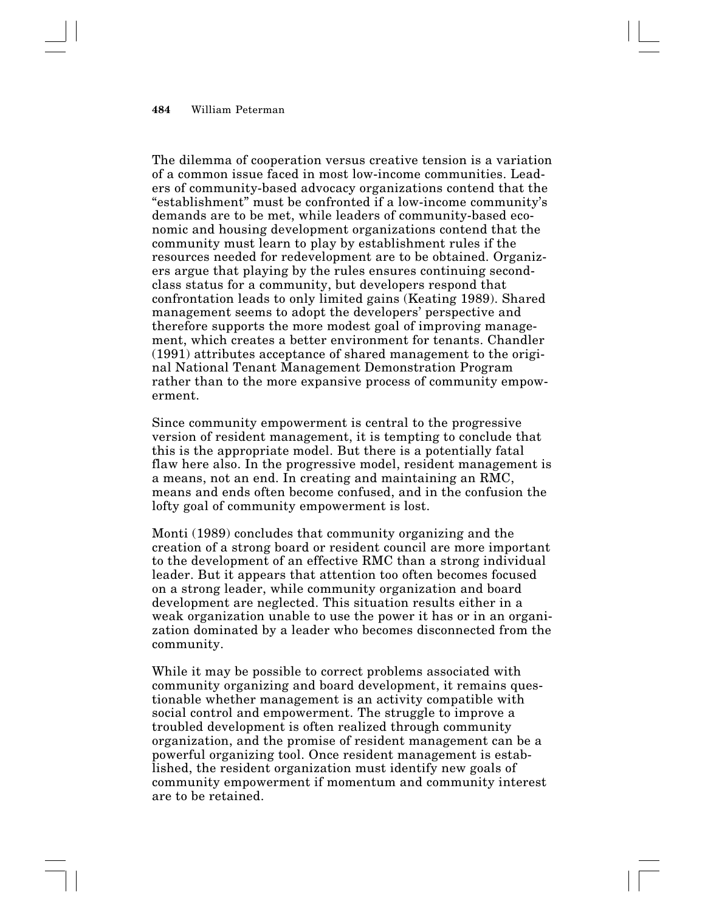The dilemma of cooperation versus creative tension is a variation of a common issue faced in most low-income communities. Leaders of community-based advocacy organizations contend that the "establishment" must be confronted if a low-income community's demands are to be met, while leaders of community-based economic and housing development organizations contend that the community must learn to play by establishment rules if the resources needed for redevelopment are to be obtained. Organizers argue that playing by the rules ensures continuing second-class status for a community, but developers respond that confrontation leads to only limited gains (Keating 1989). Shared management seems to adopt the developers' perspective and therefore supports the more modest goal of improving management, which creates a better environment for tenants. Chandler (1991) attributes acceptance of shared management to the original National Tenant Management Demonstration Program rather than to the more expansive process of community empowerment.

Since community empowerment is central to the progressive version of resident management, it is tempting to conclude that this is the appropriate model. But there is a potentially fatal flaw here also. In the progressive model, resident management is a means, not an end. In creating and maintaining an RMC, means and ends often become confused, and in the confusion the lofty goal of community empowerment is lost.

Monti (1989) concludes that community organizing and the creation of a strong board or resident council are more important to the development of an effective RMC than a strong individual leader. But it appears that attention too often becomes focused on a strong leader, while community organization and board development are neglected. This situation results either in a weak organization unable to use the power it has or in an organization dominated by a leader who becomes disconnected from the community.

While it may be possible to correct problems associated with community organizing and board development, it remains questionable whether management is an activity compatible with social control and empowerment. The struggle to improve a troubled development is often realized through community organization, and the promise of resident management can be a powerful organizing tool. Once resident management is established, the resident organization must identify new goals of community empowerment if momentum and community interest are to be retained.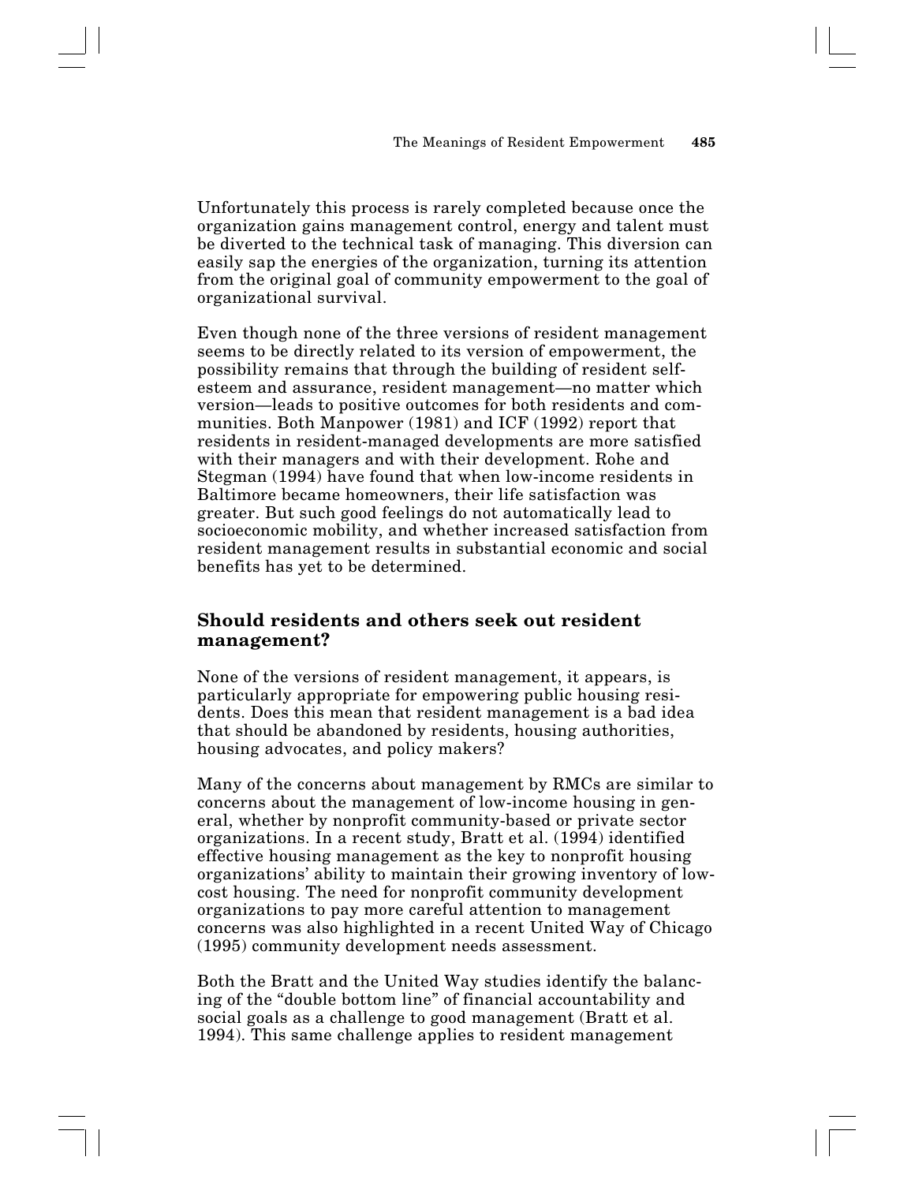Unfortunately this process is rarely completed because once the organization gains management control, energy and talent must be diverted to the technical task of managing. This diversion can easily sap the energies of the organization, turning its attention from the original goal of community empowerment to the goal of organizational survival.

Even though none of the three versions of resident management seems to be directly related to its version of empowerment, the possibility remains that through the building of resident self-esteem and assurance, resident management—no matter which version—leads to positive outcomes for both residents and communities. Both Manpower (1981) and ICF (1992) report that residents in resident-managed developments are more satisfied with their managers and with their development. Rohe and Stegman (1994) have found that when low-income residents in Baltimore became homeowners, their life satisfaction was greater. But such good feelings do not automatically lead to socioeconomic mobility, and whether increased satisfaction from resident management results in substantial economic and social benefits has yet to be determined.

## Should residents and others seek out resident management?

None of the versions of resident management, it appears, is particularly appropriate for empowering public housing residents. Does this mean that resident management is a bad idea that should be abandoned by residents, housing authorities, housing advocates, and policy makers?

Many of the concerns about management by RMCs are similar to concerns about the management of low-income housing in general, whether by nonprofit community-based or private sector organizations. In a recent study, Bratt et al. (1994) identified effective housing management as the key to nonprofit housing organizations' ability to maintain their growing inventory of low-cost housing. The need for nonprofit community development organizations to pay more careful attention to management concerns was also highlighted in a recent United Way of Chicago (1995) community development needs assessment.

Both the Bratt and the United Way studies identify the balancing of the "double bottom line" of financial accountability and social goals as a challenge to good management (Bratt et al. 1994). This same challenge applies to resident management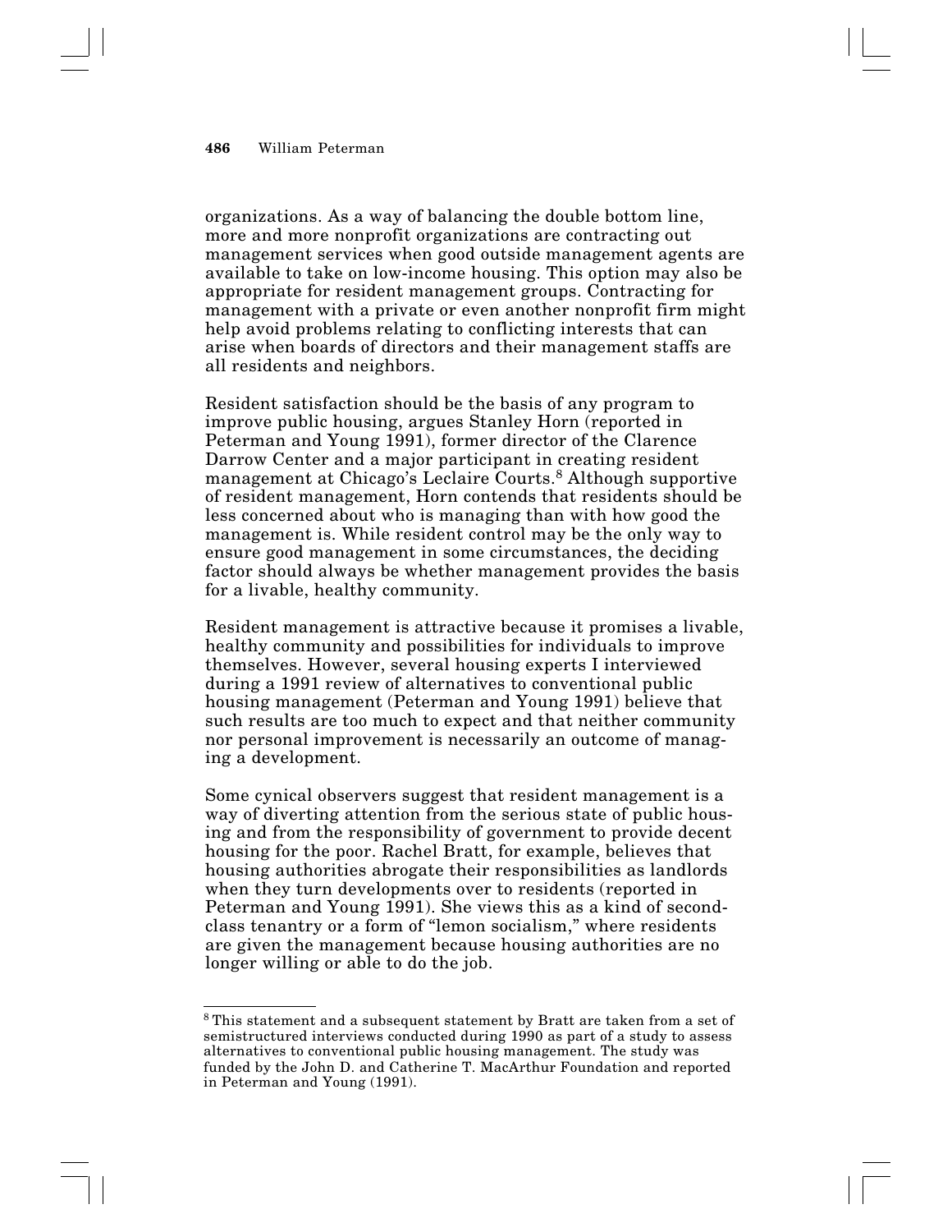organizations. As a way of balancing the double bottom line, more and more nonprofit organizations are contracting out management services when good outside management agents are available to take on low-income housing. This option may also be appropriate for resident management groups. Contracting for management with a private or even another nonprofit firm might help avoid problems relating to conflicting interests that can arise when boards of directors and their management staffs are all residents and neighbors.

Resident satisfaction should be the basis of any program to improve public housing, argues Stanley Horn (reported in Peterman and Young 1991), former director of the Clarence Darrow Center and a major participant in creating resident management at Chicago's Leclaire Courts.[8] Although supportive of resident management, Horn contends that residents should be less concerned about who is managing than with how good the management is. While resident control may be the only way to ensure good management in some circumstances, the deciding factor should always be whether management provides the basis for a livable, healthy community.

Resident management is attractive because it promises a livable, healthy community and possibilities for individuals to improve themselves. However, several housing experts I interviewed during a 1991 review of alternatives to conventional public housing management (Peterman and Young 1991) believe that such results are too much to expect and that neither community nor personal improvement is necessarily an outcome of managing a development.

Some cynical observers suggest that resident management is a way of diverting attention from the serious state of public housing and from the responsibility of government to provide decent housing for the poor. Rachel Bratt, for example, believes that housing authorities abrogate their responsibilities as landlords when they turn developments over to residents (reported in Peterman and Young 1991). She views this as a kind of second-class tenantry or a form of "lemon socialism," where residents are given the management because housing authorities are no longer willing or able to do the job.

[8] This statement and a subsequent statement by Bratt are taken from a set of semistructured interviews conducted during 1990 as part of a study to assess alternatives to conventional public housing management. The study was funded by the John D. and Catherine T. MacArthur Foundation and reported in Peterman and Young (1991).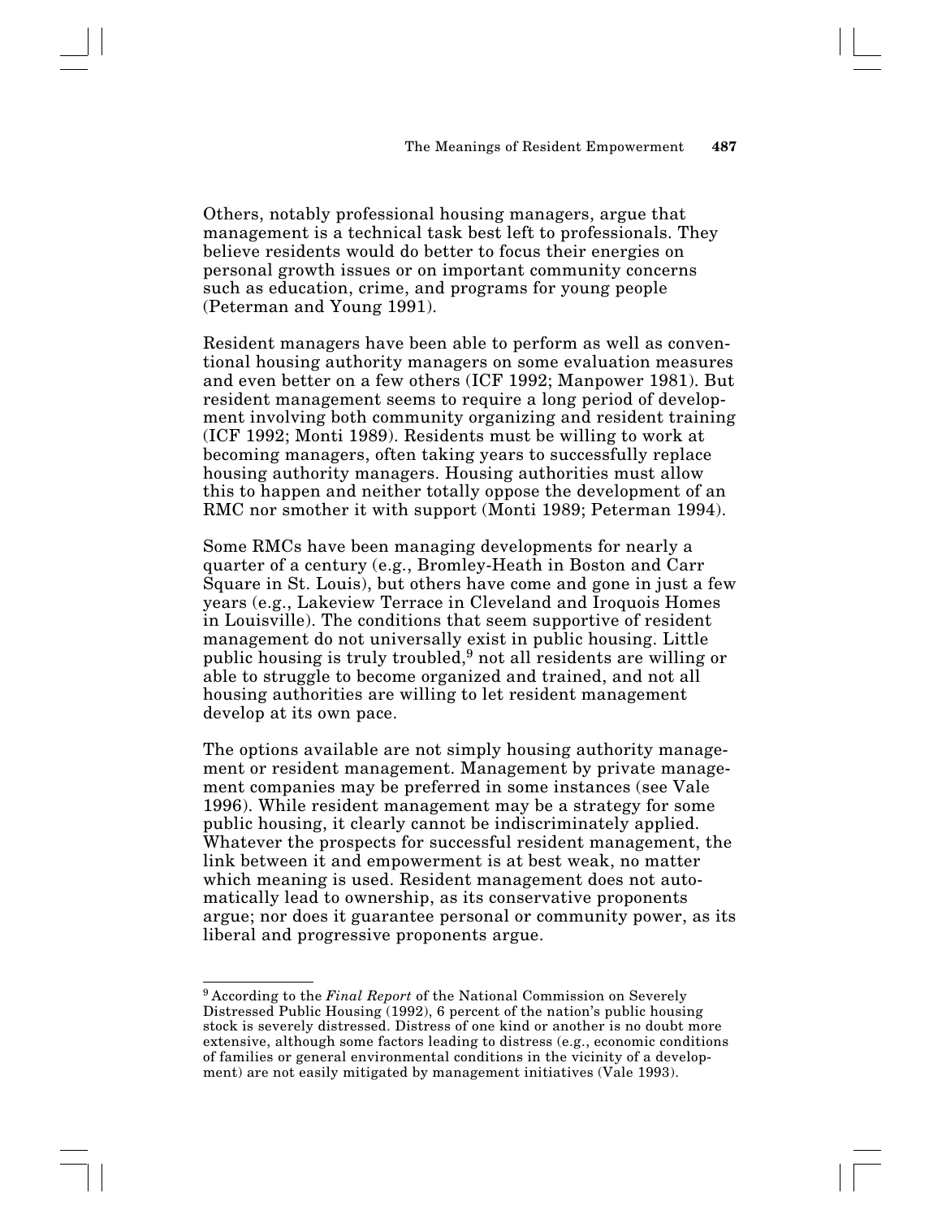Others, notably professional housing managers, argue that management is a technical task best left to professionals. They believe residents would do better to focus their energies on personal growth issues or on important community concerns such as education, crime, and programs for young people (Peterman and Young 1991).

Resident managers have been able to perform as well as conventional housing authority managers on some evaluation measures and even better on a few others (ICF 1992; Manpower 1981). But resident management seems to require a long period of development involving both community organizing and resident training (ICF 1992; Monti 1989). Residents must be willing to work at becoming managers, often taking years to successfully replace housing authority managers. Housing authorities must allow this to happen and neither totally oppose the development of an RMC nor smother it with support (Monti 1989; Peterman 1994).

Some RMCs have been managing developments for nearly a quarter of a century (e.g., Bromley-Heath in Boston and Carr Square in St. Louis), but others have come and gone in just a few years (e.g., Lakeview Terrace in Cleveland and Iroquois Homes in Louisville). The conditions that seem supportive of resident management do not universally exist in public housing. Little public housing is truly troubled,[9] not all residents are willing or able to struggle to become organized and trained, and not all housing authorities are willing to let resident management develop at its own pace.

The options available are not simply housing authority management or resident management. Management by private management companies may be preferred in some instances (see Vale 1996). While resident management may be a strategy for some public housing, it clearly cannot be indiscriminately applied. Whatever the prospects for successful resident management, the link between it and empowerment is at best weak, no matter which meaning is used. Resident management does not automatically lead to ownership, as its conservative proponents argue; nor does it guarantee personal or community power, as its liberal and progressive proponents argue.

[9] According to the *Final Report* of the National Commission on Severely Distressed Public Housing (1992), 6 percent of the nation's public housing stock is severely distressed. Distress of one kind or another is no doubt more extensive, although some factors leading to distress (e.g., economic conditions of families or general environmental conditions in the vicinity of a development) are not easily mitigated by management initiatives (Vale 1993).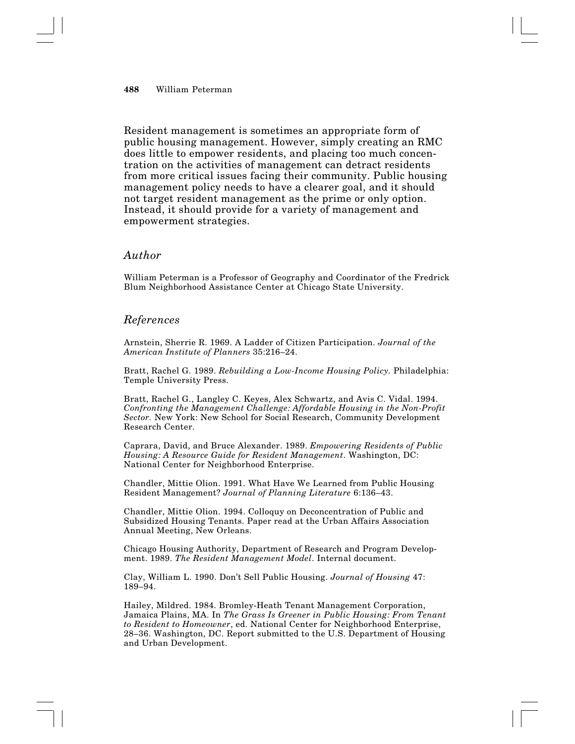Resident management is sometimes an appropriate form of public housing management. However, simply creating an RMC does little to empower residents, and placing too much concentration on the activities of management can detract residents from more critical issues facing their community. Public housing management policy needs to have a clearer goal, and it should not target resident management as the prime or only option. Instead, it should provide for a variety of management and empowerment strategies.

## *Author*

William Peterman is a Professor of Geography and Coordinator of the Fredrick Blum Neighborhood Assistance Center at Chicago State University.

## *References*

Arnstein, Sherrie R. 1969. A Ladder of Citizen Participation. *Journal of the American Institute of Planners* 35:216–24.

Bratt, Rachel G. 1989. *Rebuilding a Low-Income Housing Policy.* Philadelphia: Temple University Press.

Bratt, Rachel G., Langley C. Keyes, Alex Schwartz, and Avis C. Vidal. 1994. *Confronting the Management Challenge: Affordable Housing in the Non-Profit Sector.* New York: New School for Social Research, Community Development Research Center.

Caprara, David, and Bruce Alexander. 1989. *Empowering Residents of Public Housing: A Resource Guide for Resident Management*. Washington, DC: National Center for Neighborhood Enterprise.

Chandler, Mittie Olion. 1991. What Have We Learned from Public Housing Resident Management? *Journal of Planning Literature* 6:136–43.

Chandler, Mittie Olion. 1994. Colloquy on Deconcentration of Public and Subsidized Housing Tenants. Paper read at the Urban Affairs Association Annual Meeting, New Orleans.

Chicago Housing Authority, Department of Research and Program Development. 1989. *The Resident Management Model*. Internal document.

Clay, William L. 1990. Don't Sell Public Housing. *Journal of Housing* 47: 189–94.

Hailey, Mildred. 1984. Bromley-Heath Tenant Management Corporation, Jamaica Plains, MA. In *The Grass Is Greener in Public Housing: From Tenant to Resident to Homeowner*, ed. National Center for Neighborhood Enterprise, 28–36. Washington, DC. Report submitted to the U.S. Department of Housing and Urban Development.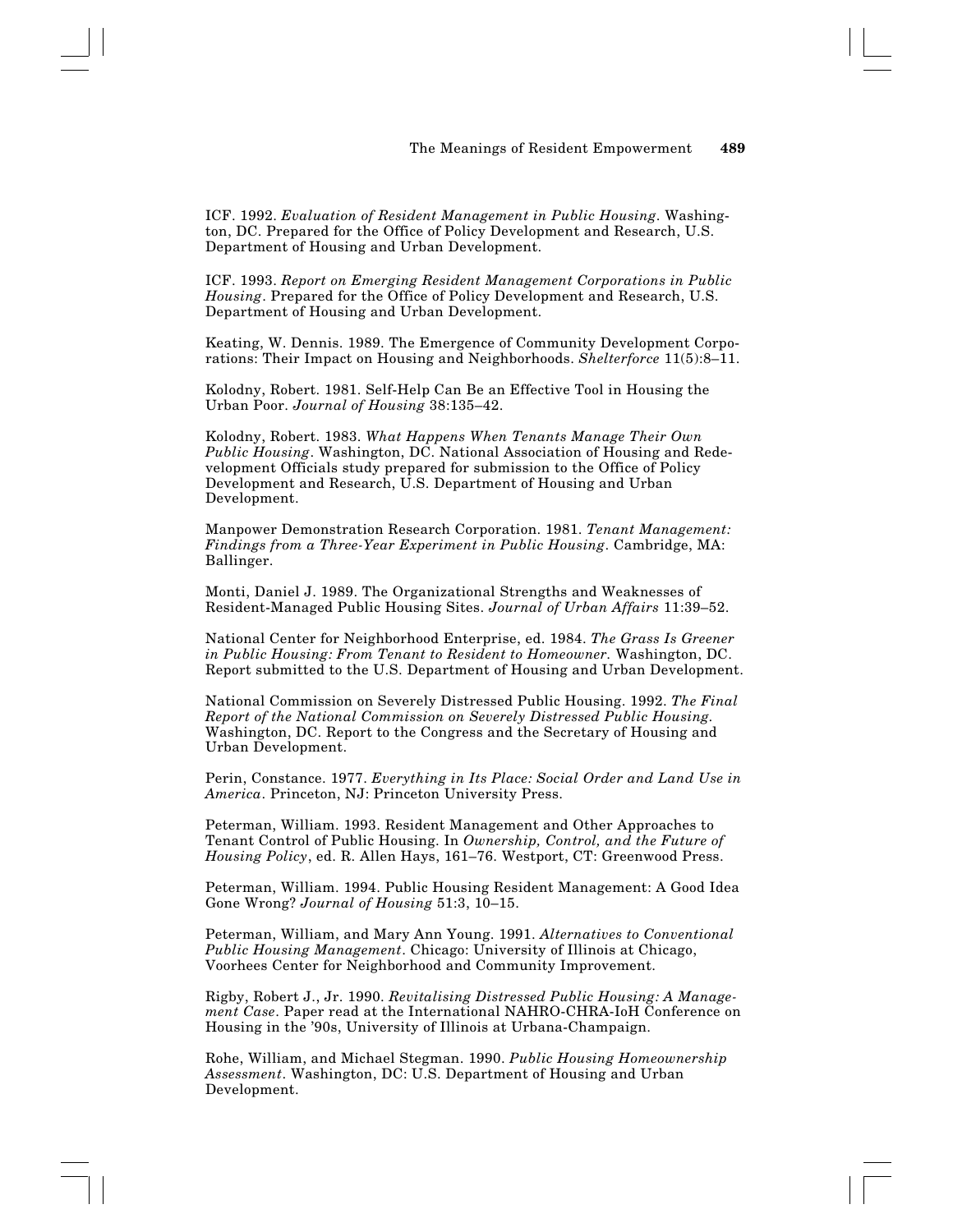ICF. 1992. *Evaluation of Resident Management in Public Housing*. Washington, DC. Prepared for the Office of Policy Development and Research, U.S. Department of Housing and Urban Development.

ICF. 1993. *Report on Emerging Resident Management Corporations in Public Housing*. Prepared for the Office of Policy Development and Research, U.S. Department of Housing and Urban Development.

Keating, W. Dennis. 1989. The Emergence of Community Development Corporations: Their Impact on Housing and Neighborhoods. *Shelterforce* 11(5):8–11.

Kolodny, Robert. 1981. Self-Help Can Be an Effective Tool in Housing the Urban Poor. *Journal of Housing* 38:135–42.

Kolodny, Robert. 1983. *What Happens When Tenants Manage Their Own Public Housing*. Washington, DC. National Association of Housing and Redevelopment Officials study prepared for submission to the Office of Policy Development and Research, U.S. Department of Housing and Urban Development.

Manpower Demonstration Research Corporation. 1981. *Tenant Management: Findings from a Three-Year Experiment in Public Housing*. Cambridge, MA: Ballinger.

Monti, Daniel J. 1989. The Organizational Strengths and Weaknesses of Resident-Managed Public Housing Sites. *Journal of Urban Affairs* 11:39–52.

National Center for Neighborhood Enterprise, ed. 1984. *The Grass Is Greener in Public Housing: From Tenant to Resident to Homeowner.* Washington, DC. Report submitted to the U.S. Department of Housing and Urban Development.

National Commission on Severely Distressed Public Housing. 1992. *The Final Report of the National Commission on Severely Distressed Public Housing.* Washington, DC. Report to the Congress and the Secretary of Housing and Urban Development.

Perin, Constance. 1977. *Everything in Its Place: Social Order and Land Use in America*. Princeton, NJ: Princeton University Press.

Peterman, William. 1993. Resident Management and Other Approaches to Tenant Control of Public Housing. In *Ownership, Control, and the Future of Housing Policy*, ed. R. Allen Hays, 161–76. Westport, CT: Greenwood Press.

Peterman, William. 1994. Public Housing Resident Management: A Good Idea Gone Wrong? *Journal of Housing* 51:3, 10–15.

Peterman, William, and Mary Ann Young. 1991. *Alternatives to Conventional Public Housing Management*. Chicago: University of Illinois at Chicago, Voorhees Center for Neighborhood and Community Improvement.

Rigby, Robert J., Jr. 1990. *Revitalising Distressed Public Housing: A Management Case*. Paper read at the International NAHRO-CHRA-IoH Conference on Housing in the '90s, University of Illinois at Urbana-Champaign.

Rohe, William, and Michael Stegman. 1990. *Public Housing Homeownership Assessment*. Washington, DC: U.S. Department of Housing and Urban Development.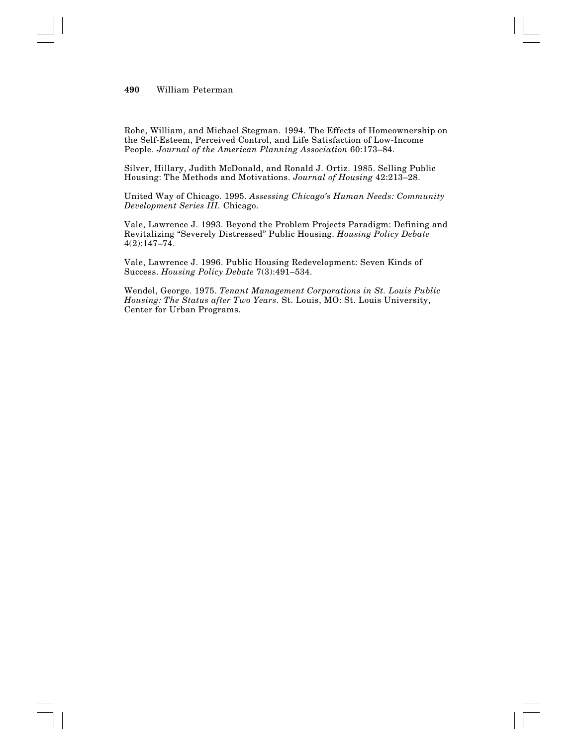Rohe, William, and Michael Stegman. 1994. The Effects of Homeownership on the Self-Esteem, Perceived Control, and Life Satisfaction of Low-Income People. *Journal of the American Planning Association* 60:173–84.

Silver, Hillary, Judith McDonald, and Ronald J. Ortiz. 1985. Selling Public Housing: The Methods and Motivations. *Journal of Housing* 42:213–28.

United Way of Chicago. 1995. *Assessing Chicago's Human Needs: Community Development Series III.* Chicago.

Vale, Lawrence J. 1993. Beyond the Problem Projects Paradigm: Defining and Revitalizing "Severely Distressed" Public Housing. *Housing Policy Debate* 4(2):147–74.

Vale, Lawrence J. 1996. Public Housing Redevelopment: Seven Kinds of Success. *Housing Policy Debate* 7(3):491–534.

Wendel, George. 1975. *Tenant Management Corporations in St. Louis Public Housing: The Status after Two Years*. St. Louis, MO: St. Louis University, Center for Urban Programs.